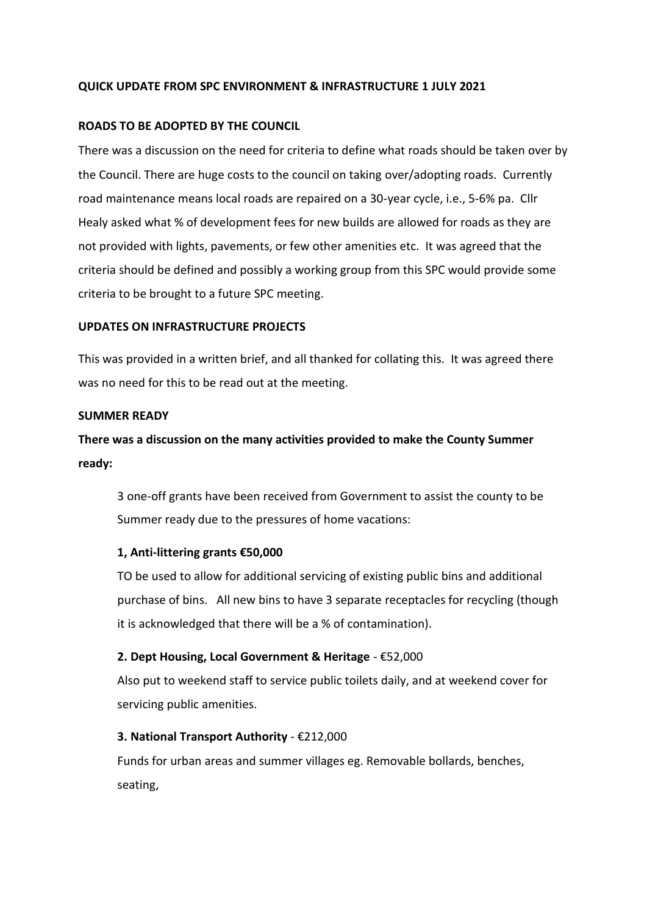**QUICK UPDATE FROM SPC ENVIRONMENT & INFRASTRUCTURE 1 JULY 2021**

**ROADS TO BE ADOPTED BY THE COUNCIL**

There was a discussion on the need for criteria to define what roads should be taken over by the Council. There are huge costs to the council on taking over/adopting roads. Currently road maintenance means local roads are repaired on a 30-year cycle, i.e., 5-6% pa. Cllr Healy asked what % of development fees for new builds are allowed for roads as they are not provided with lights, pavements, or few other amenities etc. It was agreed that the criteria should be defined and possibly a working group from this SPC would provide some criteria to be brought to a future SPC meeting.

**UPDATES ON INFRASTRUCTURE PROJECTS**

This was provided in a written brief, and all thanked for collating this. It was agreed there was no need for this to be read out at the meeting.

**SUMMER READY**

**There was a discussion on the many activities provided to make the County Summer ready:**

3 one-off grants have been received from Government to assist the county to be Summer ready due to the pressures of home vacations:

**1, Anti-littering grants €50,000**

TO be used to allow for additional servicing of existing public bins and additional purchase of bins. All new bins to have 3 separate receptacles for recycling (though it is acknowledged that there will be a % of contamination).

**2. Dept Housing, Local Government & Heritage** - €52,000

Also put to weekend staff to service public toilets daily, and at weekend cover for servicing public amenities.

**3. National Transport Authority** - €212,000

Funds for urban areas and summer villages eg. Removable bollards, benches, seating,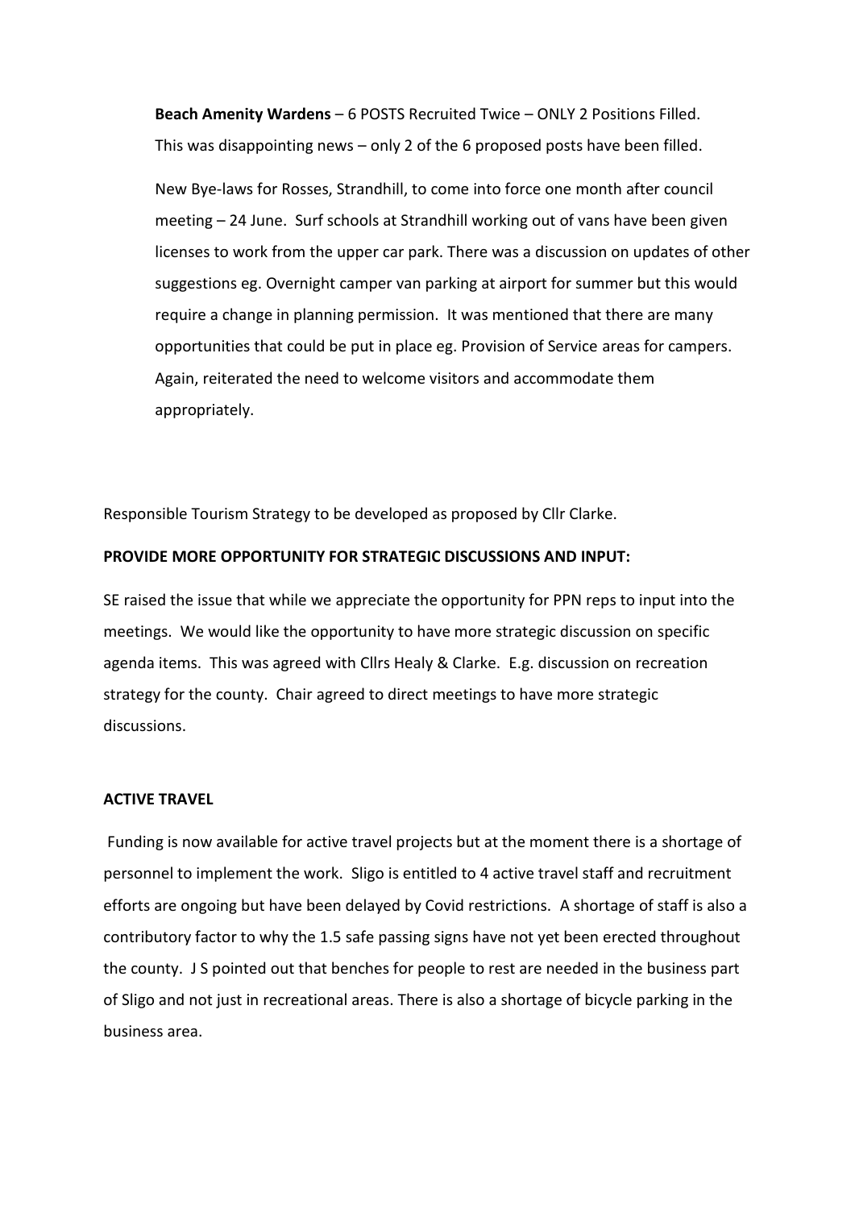**Beach Amenity Wardens** – 6 POSTS Recruited Twice – ONLY 2 Positions Filled.
This was disappointing news – only 2 of the 6 proposed posts have been filled.

New Bye-laws for Rosses, Strandhill, to come into force one month after council meeting – 24 June. Surf schools at Strandhill working out of vans have been given licenses to work from the upper car park. There was a discussion on updates of other suggestions eg. Overnight camper van parking at airport for summer but this would require a change in planning permission. It was mentioned that there are many opportunities that could be put in place eg. Provision of Service areas for campers. Again, reiterated the need to welcome visitors and accommodate them appropriately.

Responsible Tourism Strategy to be developed as proposed by Cllr Clarke.

**PROVIDE MORE OPPORTUNITY FOR STRATEGIC DISCUSSIONS AND INPUT:**

SE raised the issue that while we appreciate the opportunity for PPN reps to input into the meetings. We would like the opportunity to have more strategic discussion on specific agenda items. This was agreed with Cllrs Healy & Clarke. E.g. discussion on recreation strategy for the county. Chair agreed to direct meetings to have more strategic discussions.

**ACTIVE TRAVEL**

Funding is now available for active travel projects but at the moment there is a shortage of personnel to implement the work. Sligo is entitled to 4 active travel staff and recruitment efforts are ongoing but have been delayed by Covid restrictions. A shortage of staff is also a contributory factor to why the 1.5 safe passing signs have not yet been erected throughout the county. J S pointed out that benches for people to rest are needed in the business part of Sligo and not just in recreational areas. There is also a shortage of bicycle parking in the business area.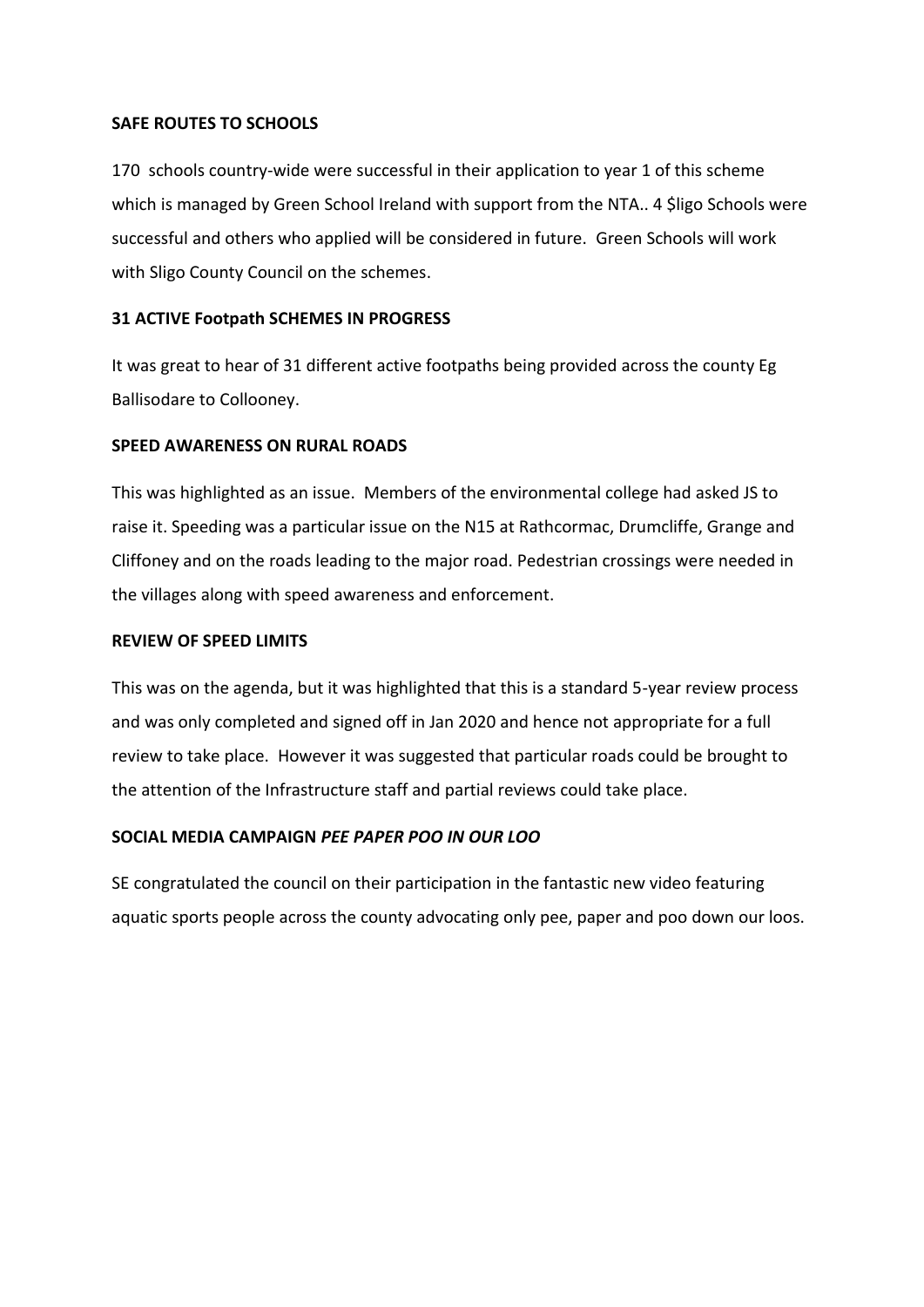**SAFE ROUTES TO SCHOOLS**

170 schools country-wide were successful in their application to year 1 of this scheme which is managed by Green School Ireland with support from the NTA.. 4 $ligo Schools were successful and others who applied will be considered in future. Green Schools will work with Sligo County Council on the schemes.

**31 ACTIVE Footpath SCHEMES IN PROGRESS**

It was great to hear of 31 different active footpaths being provided across the county Eg Ballisodare to Collooney.

**SPEED AWARENESS ON RURAL ROADS**

This was highlighted as an issue. Members of the environmental college had asked JS to raise it. Speeding was a particular issue on the N15 at Rathcormac, Drumcliffe, Grange and Cliffoney and on the roads leading to the major road. Pedestrian crossings were needed in the villages along with speed awareness and enforcement.

**REVIEW OF SPEED LIMITS**

This was on the agenda, but it was highlighted that this is a standard 5-year review process and was only completed and signed off in Jan 2020 and hence not appropriate for a full review to take place. However it was suggested that particular roads could be brought to the attention of the Infrastructure staff and partial reviews could take place.

**SOCIAL MEDIA CAMPAIGN *PEE PAPER POO IN OUR LOO***

SE congratulated the council on their participation in the fantastic new video featuring aquatic sports people across the county advocating only pee, paper and poo down our loos.